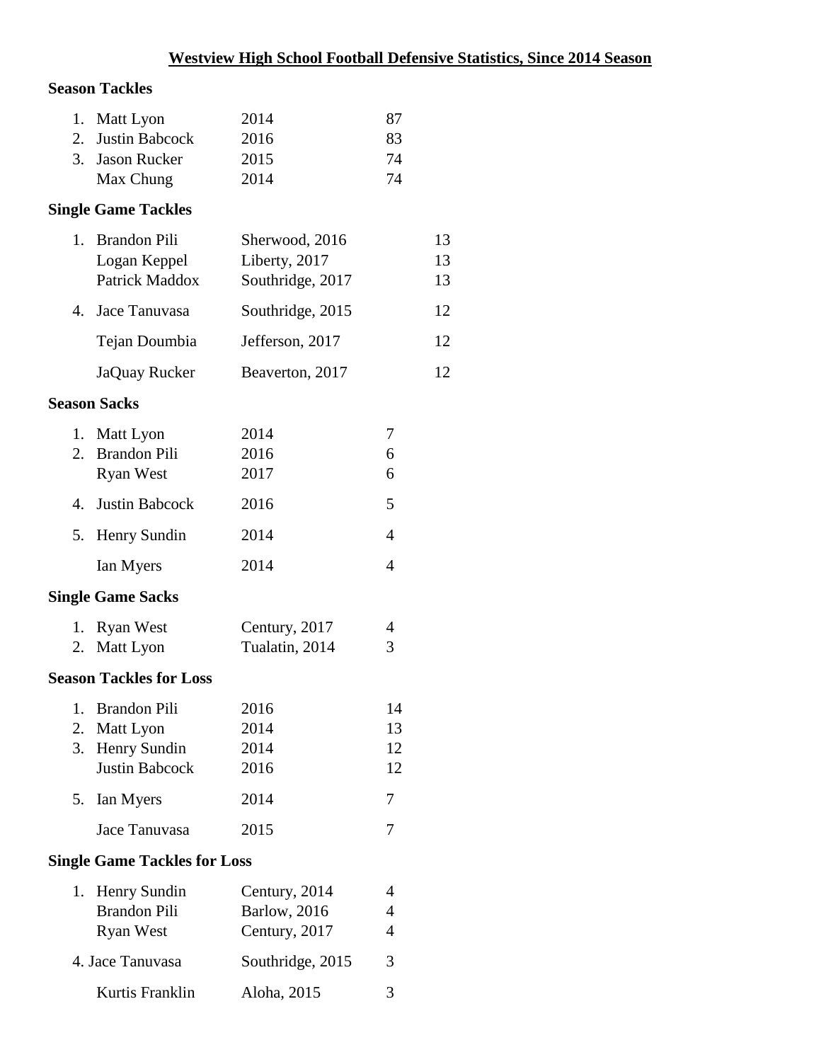# Westview High School Football Defensive Statistics, Since 2014 Season

## Season Tackles

| Rank | Name | Year | Tackles |
|---|---|---|---|
| 1. | Matt Lyon | 2014 | 87 |
| 2. | Justin Babcock | 2016 | 83 |
| 3. | Jason Rucker | 2015 | 74 |
| | Max Chung | 2014 | 74 |

## Single Game Tackles

| Rank | Name | Game | Tackles |
|---|---|---|---|
| 1. | Brandon Pili | Sherwood, 2016 | 13 |
| | Logan Keppel | Liberty, 2017 | 13 |
| | Patrick Maddox | Southridge, 2017 | 13 |
| 4. | Jace Tanuvasa | Southridge, 2015 | 12 |
| | Tejan Doumbia | Jefferson, 2017 | 12 |
| | JaQuay Rucker | Beaverton, 2017 | 12 |

## Season Sacks

| Rank | Name | Year | Sacks |
|---|---|---|---|
| 1. | Matt Lyon | 2014 | 7 |
| 2. | Brandon Pili | 2016 | 6 |
| | Ryan West | 2017 | 6 |
| 4. | Justin Babcock | 2016 | 5 |
| 5. | Henry Sundin | 2014 | 4 |
| | Ian Myers | 2014 | 4 |

## Single Game Sacks

| Rank | Name | Game | Sacks |
|---|---|---|---|
| 1. | Ryan West | Century, 2017 | 4 |
| 2. | Matt Lyon | Tualatin, 2014 | 3 |

## Season Tackles for Loss

| Rank | Name | Year | Tackles for Loss |
|---|---|---|---|
| 1. | Brandon Pili | 2016 | 14 |
| 2. | Matt Lyon | 2014 | 13 |
| 3. | Henry Sundin | 2014 | 12 |
| | Justin Babcock | 2016 | 12 |
| 5. | Ian Myers | 2014 | 7 |
| | Jace Tanuvasa | 2015 | 7 |

## Single Game Tackles for Loss

| Rank | Name | Game | Tackles for Loss |
|---|---|---|---|
| 1. | Henry Sundin | Century, 2014 | 4 |
| | Brandon Pili | Barlow, 2016 | 4 |
| | Ryan West | Century, 2017 | 4 |
| 4. | Jace Tanuvasa | Southridge, 2015 | 3 |
| | Kurtis Franklin | Aloha, 2015 | 3 |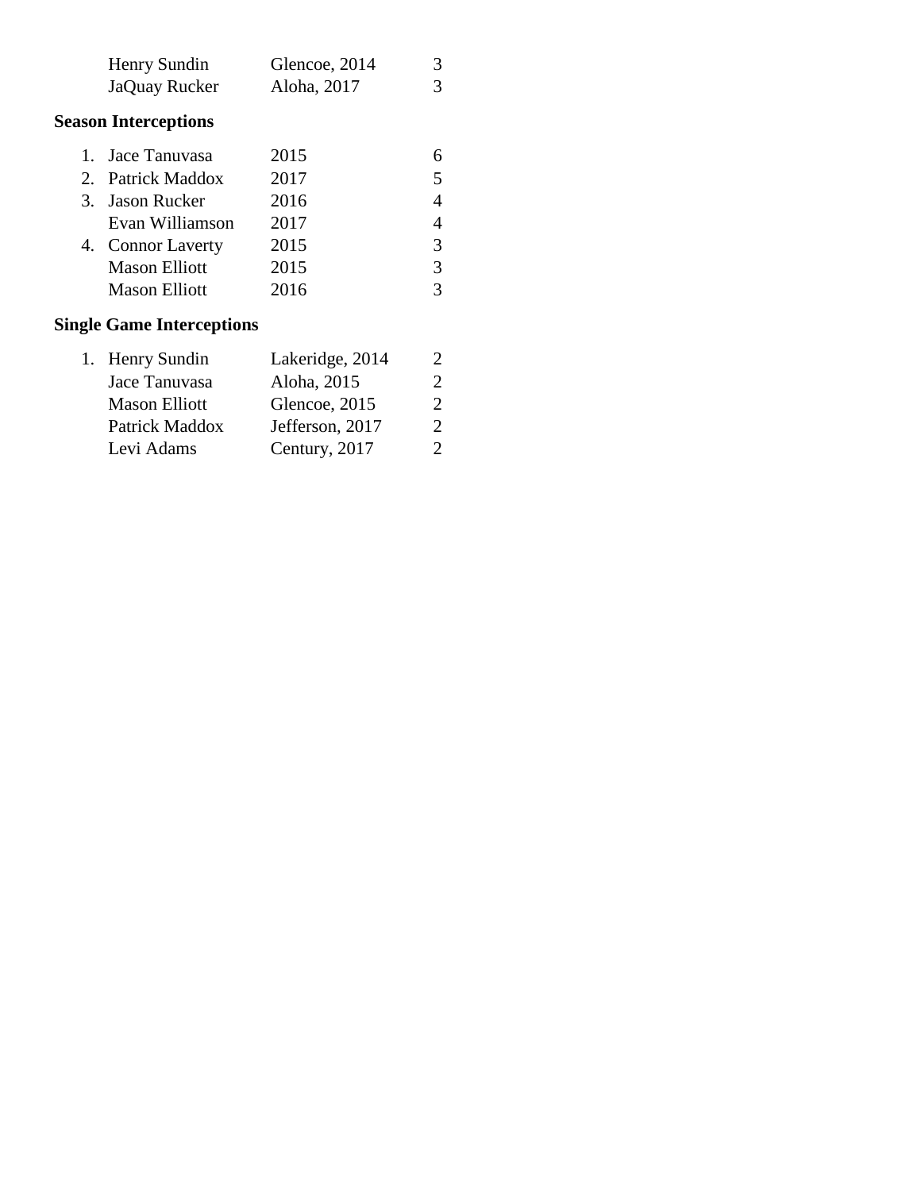| | | | |
|---|---|---|---|
| | Henry Sundin | Glencoe, 2014 | 3 |
| | JaQuay Rucker | Aloha, 2017 | 3 |

**Season Interceptions**

| | | | |
|---|---|---|---|
| 1. | Jace Tanuvasa | 2015 | 6 |
| 2. | Patrick Maddox | 2017 | 5 |
| 3. | Jason Rucker | 2016 | 4 |
| | Evan Williamson | 2017 | 4 |
| 4. | Connor Laverty | 2015 | 3 |
| | Mason Elliott | 2015 | 3 |
| | Mason Elliott | 2016 | 3 |

**Single Game Interceptions**

| | | | |
|---|---|---|---|
| 1. | Henry Sundin | Lakeridge, 2014 | 2 |
| | Jace Tanuvasa | Aloha, 2015 | 2 |
| | Mason Elliott | Glencoe, 2015 | 2 |
| | Patrick Maddox | Jefferson, 2017 | 2 |
| | Levi Adams | Century, 2017 | 2 |